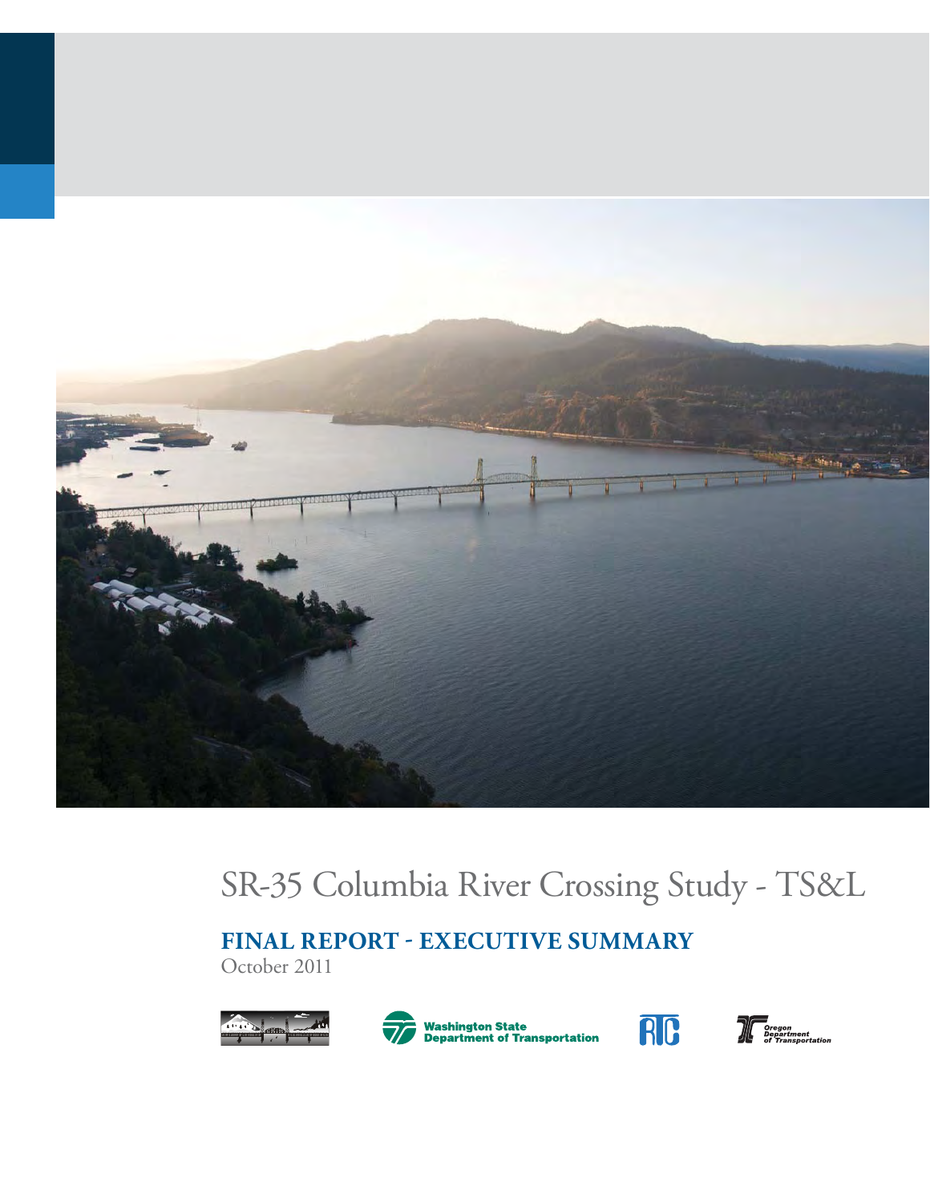# SR-35 Columbia River Crossing Study - TS&L

## FINAL REPORT - EXECUTIVE SUMMARY

October 2011

Washington State Department of Transportation

RTC

Oregon Department of Transportation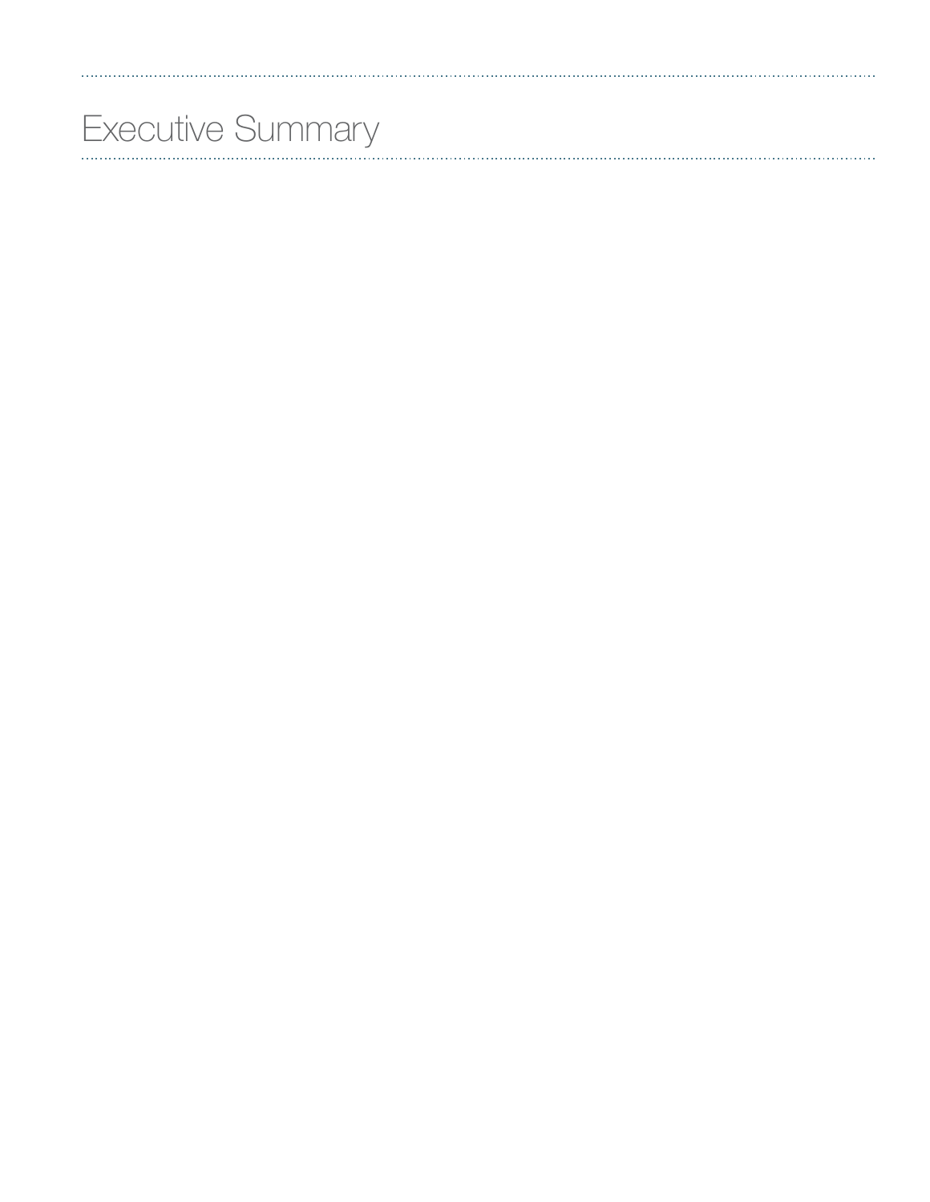# Executive Summary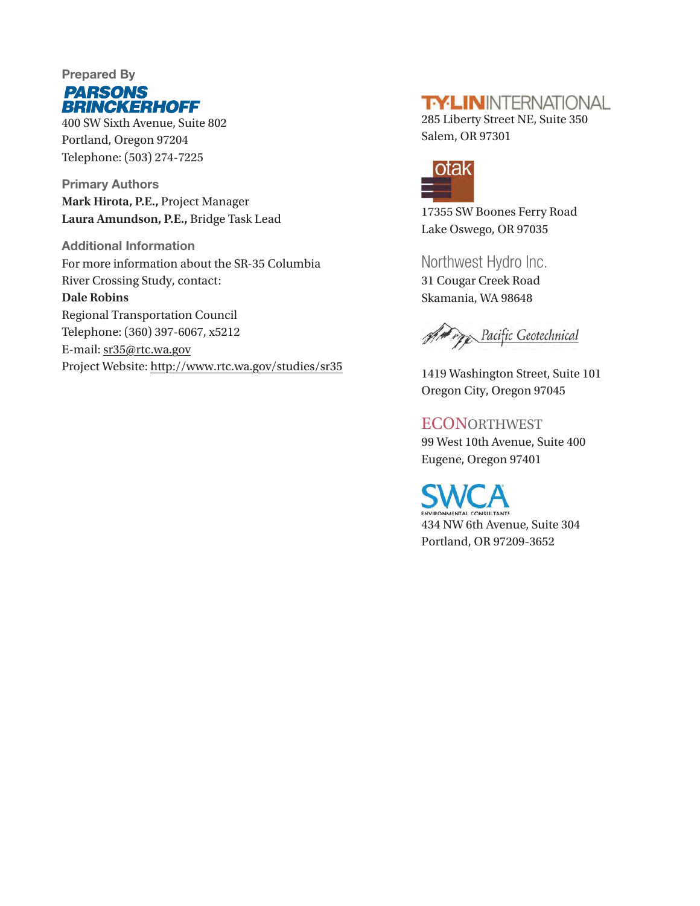**Prepared By**

**PARSONS BRINCKERHOFF**

400 SW Sixth Avenue, Suite 802
Portland, Oregon 97204
Telephone: (503) 274-7225

**Primary Authors**

**Mark Hirota, P.E.,** Project Manager
**Laura Amundson, P.E.,** Bridge Task Lead

**Additional Information**

For more information about the SR-35 Columbia River Crossing Study, contact:
**Dale Robins**
Regional Transportation Council
Telephone: (360) 397-6067, x5212
E-mail: sr35@rtc.wa.gov
Project Website: http://www.rtc.wa.gov/studies/sr35

**T·Y·LIN INTERNATIONAL**
285 Liberty Street NE, Suite 350
Salem, OR 97301

**otak**
17355 SW Boones Ferry Road
Lake Oswego, OR 97035

**Northwest Hydro Inc.**
31 Cougar Creek Road
Skamania, WA 98648

**Pacific Geotechnical**
1419 Washington Street, Suite 101
Oregon City, Oregon 97045

**ECONORTHWEST**
99 West 10th Avenue, Suite 400
Eugene, Oregon 97401

**SWCA ENVIRONMENTAL CONSULTANTS**
434 NW 6th Avenue, Suite 304
Portland, OR 97209-3652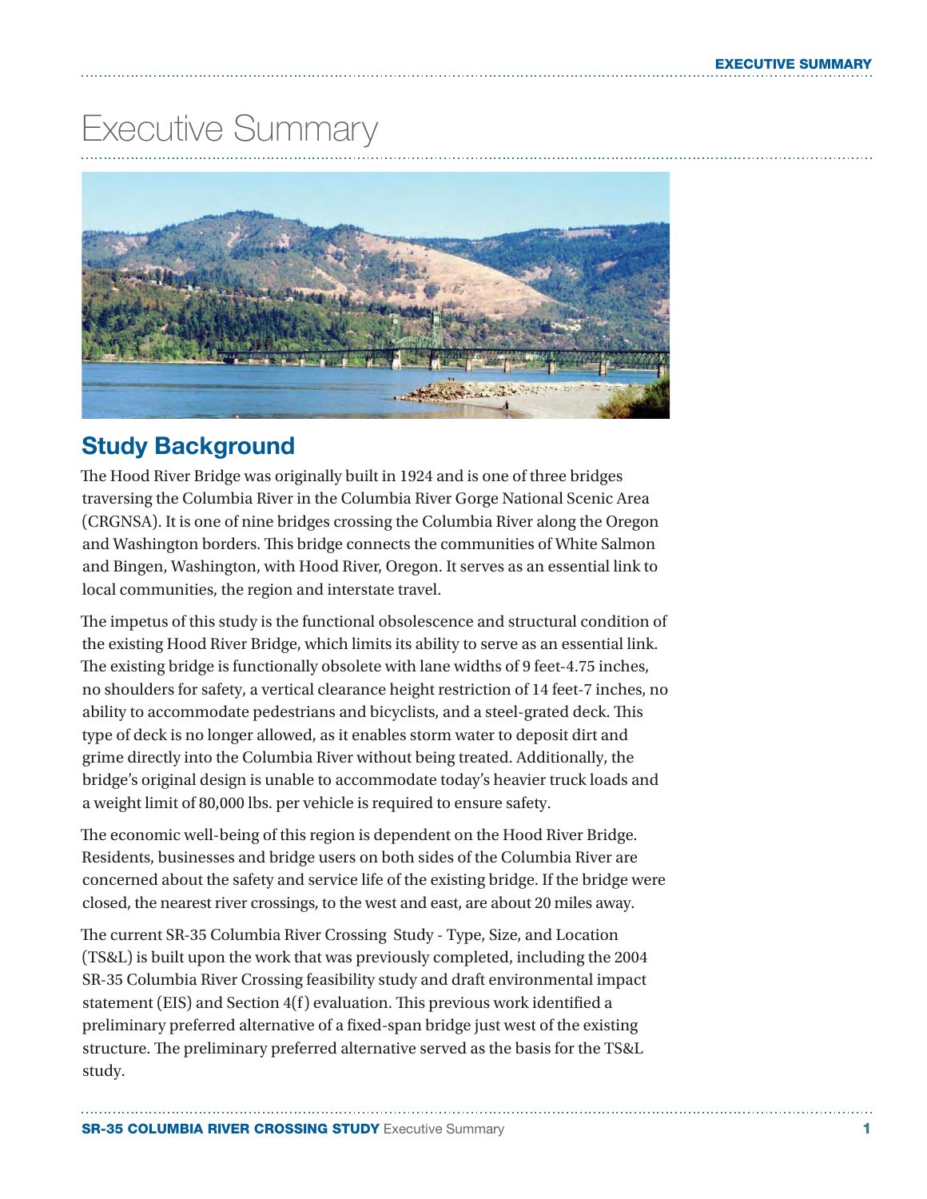# Executive Summary

## Study Background

The Hood River Bridge was originally built in 1924 and is one of three bridges traversing the Columbia River in the Columbia River Gorge National Scenic Area (CRGNSA). It is one of nine bridges crossing the Columbia River along the Oregon and Washington borders. This bridge connects the communities of White Salmon and Bingen, Washington, with Hood River, Oregon. It serves as an essential link to local communities, the region and interstate travel.

The impetus of this study is the functional obsolescence and structural condition of the existing Hood River Bridge, which limits its ability to serve as an essential link. The existing bridge is functionally obsolete with lane widths of 9 feet-4.75 inches, no shoulders for safety, a vertical clearance height restriction of 14 feet-7 inches, no ability to accommodate pedestrians and bicyclists, and a steel-grated deck. This type of deck is no longer allowed, as it enables storm water to deposit dirt and grime directly into the Columbia River without being treated. Additionally, the bridge's original design is unable to accommodate today's heavier truck loads and a weight limit of 80,000 lbs. per vehicle is required to ensure safety.

The economic well-being of this region is dependent on the Hood River Bridge. Residents, businesses and bridge users on both sides of the Columbia River are concerned about the safety and service life of the existing bridge. If the bridge were closed, the nearest river crossings, to the west and east, are about 20 miles away.

The current SR-35 Columbia River Crossing Study - Type, Size, and Location (TS&L) is built upon the work that was previously completed, including the 2004 SR-35 Columbia River Crossing feasibility study and draft environmental impact statement (EIS) and Section 4(f) evaluation. This previous work identified a preliminary preferred alternative of a fixed-span bridge just west of the existing structure. The preliminary preferred alternative served as the basis for the TS&L study.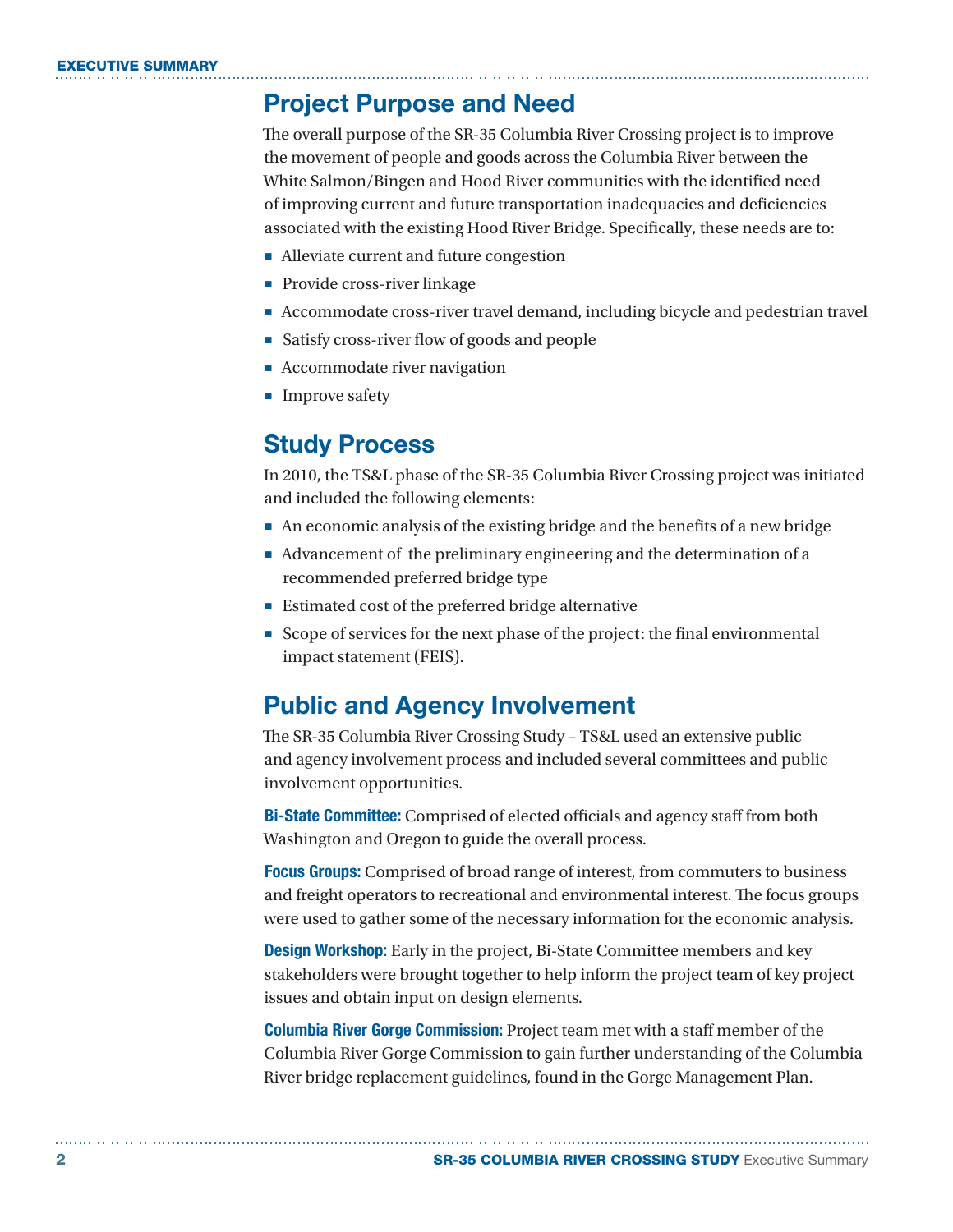## Project Purpose and Need

The overall purpose of the SR-35 Columbia River Crossing project is to improve the movement of people and goods across the Columbia River between the White Salmon/Bingen and Hood River communities with the identified need of improving current and future transportation inadequacies and deficiencies associated with the existing Hood River Bridge. Specifically, these needs are to:

- Alleviate current and future congestion
- Provide cross-river linkage
- Accommodate cross-river travel demand, including bicycle and pedestrian travel
- Satisfy cross-river flow of goods and people
- Accommodate river navigation
- Improve safety

## Study Process

In 2010, the TS&L phase of the SR-35 Columbia River Crossing project was initiated and included the following elements:

- An economic analysis of the existing bridge and the benefits of a new bridge
- Advancement of the preliminary engineering and the determination of a recommended preferred bridge type
- Estimated cost of the preferred bridge alternative
- Scope of services for the next phase of the project: the final environmental impact statement (FEIS).

## Public and Agency Involvement

The SR-35 Columbia River Crossing Study – TS&L used an extensive public and agency involvement process and included several committees and public involvement opportunities.

**Bi-State Committee:** Comprised of elected officials and agency staff from both Washington and Oregon to guide the overall process.

**Focus Groups:** Comprised of broad range of interest, from commuters to business and freight operators to recreational and environmental interest. The focus groups were used to gather some of the necessary information for the economic analysis.

**Design Workshop:** Early in the project, Bi-State Committee members and key stakeholders were brought together to help inform the project team of key project issues and obtain input on design elements.

**Columbia River Gorge Commission:** Project team met with a staff member of the Columbia River Gorge Commission to gain further understanding of the Columbia River bridge replacement guidelines, found in the Gorge Management Plan.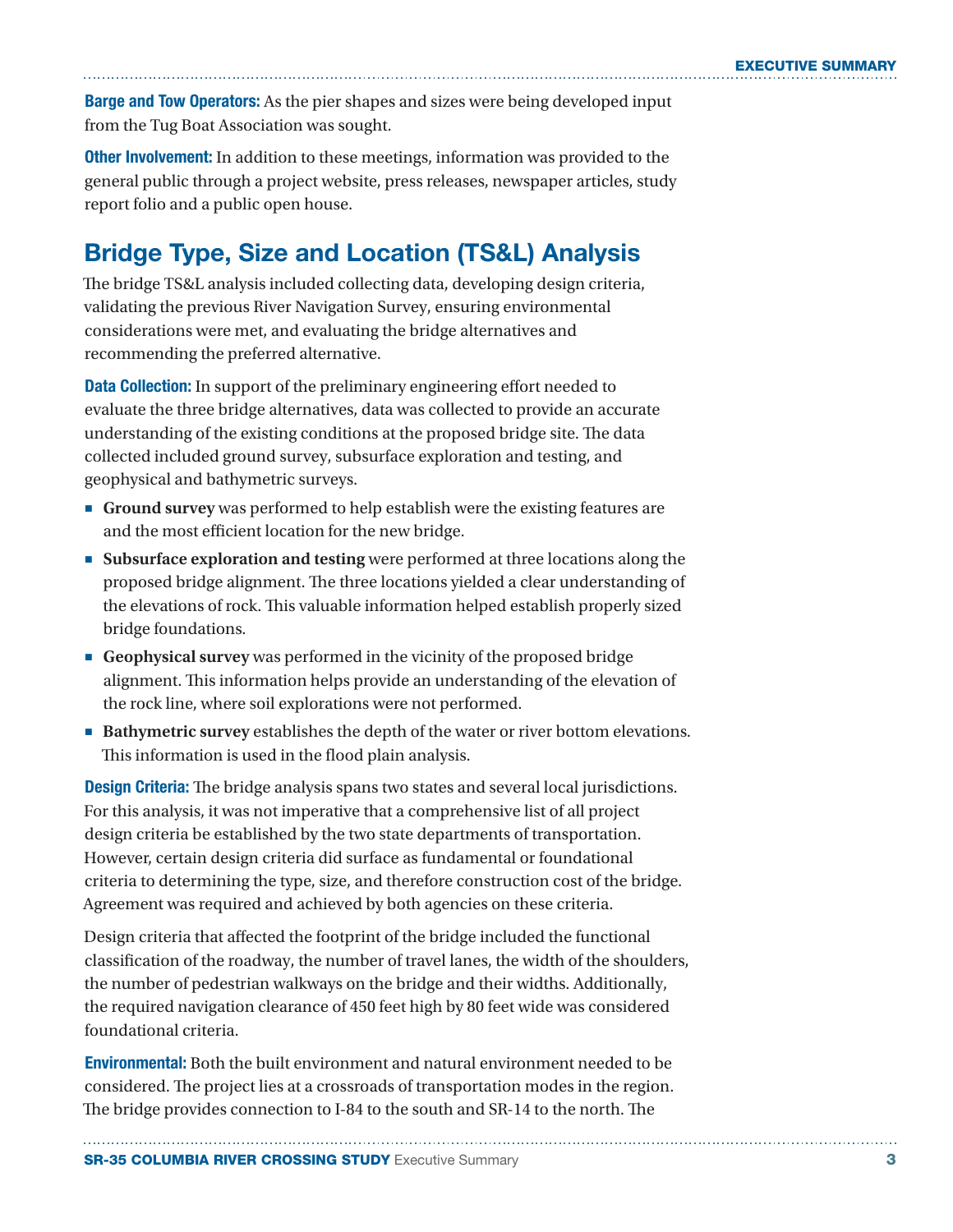**Barge and Tow Operators:** As the pier shapes and sizes were being developed input from the Tug Boat Association was sought.

**Other Involvement:** In addition to these meetings, information was provided to the general public through a project website, press releases, newspaper articles, study report folio and a public open house.

## Bridge Type, Size and Location (TS&L) Analysis

The bridge TS&L analysis included collecting data, developing design criteria, validating the previous River Navigation Survey, ensuring environmental considerations were met, and evaluating the bridge alternatives and recommending the preferred alternative.

**Data Collection:** In support of the preliminary engineering effort needed to evaluate the three bridge alternatives, data was collected to provide an accurate understanding of the existing conditions at the proposed bridge site. The data collected included ground survey, subsurface exploration and testing, and geophysical and bathymetric surveys.

- **Ground survey** was performed to help establish were the existing features are and the most efficient location for the new bridge.
- **Subsurface exploration and testing** were performed at three locations along the proposed bridge alignment. The three locations yielded a clear understanding of the elevations of rock. This valuable information helped establish properly sized bridge foundations.
- **Geophysical survey** was performed in the vicinity of the proposed bridge alignment. This information helps provide an understanding of the elevation of the rock line, where soil explorations were not performed.
- **Bathymetric survey** establishes the depth of the water or river bottom elevations. This information is used in the flood plain analysis.

**Design Criteria:** The bridge analysis spans two states and several local jurisdictions. For this analysis, it was not imperative that a comprehensive list of all project design criteria be established by the two state departments of transportation. However, certain design criteria did surface as fundamental or foundational criteria to determining the type, size, and therefore construction cost of the bridge. Agreement was required and achieved by both agencies on these criteria.

Design criteria that affected the footprint of the bridge included the functional classification of the roadway, the number of travel lanes, the width of the shoulders, the number of pedestrian walkways on the bridge and their widths. Additionally, the required navigation clearance of 450 feet high by 80 feet wide was considered foundational criteria.

**Environmental:** Both the built environment and natural environment needed to be considered. The project lies at a crossroads of transportation modes in the region. The bridge provides connection to I-84 to the south and SR-14 to the north. The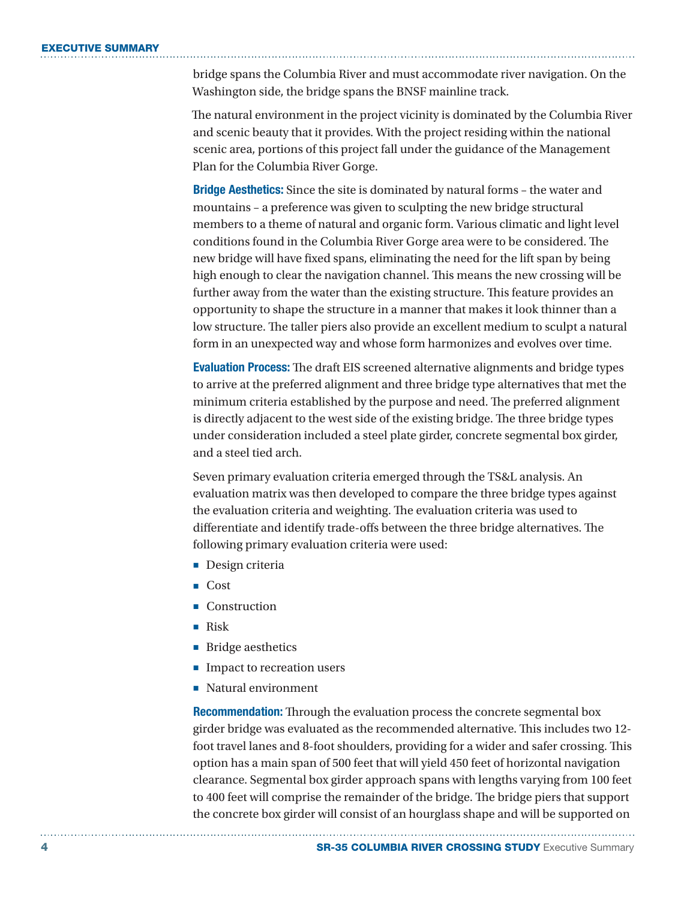bridge spans the Columbia River and must accommodate river navigation. On the Washington side, the bridge spans the BNSF mainline track.

The natural environment in the project vicinity is dominated by the Columbia River and scenic beauty that it provides. With the project residing within the national scenic area, portions of this project fall under the guidance of the Management Plan for the Columbia River Gorge.

**Bridge Aesthetics:** Since the site is dominated by natural forms – the water and mountains – a preference was given to sculpting the new bridge structural members to a theme of natural and organic form. Various climatic and light level conditions found in the Columbia River Gorge area were to be considered. The new bridge will have fixed spans, eliminating the need for the lift span by being high enough to clear the navigation channel. This means the new crossing will be further away from the water than the existing structure. This feature provides an opportunity to shape the structure in a manner that makes it look thinner than a low structure. The taller piers also provide an excellent medium to sculpt a natural form in an unexpected way and whose form harmonizes and evolves over time.

**Evaluation Process:** The draft EIS screened alternative alignments and bridge types to arrive at the preferred alignment and three bridge type alternatives that met the minimum criteria established by the purpose and need. The preferred alignment is directly adjacent to the west side of the existing bridge. The three bridge types under consideration included a steel plate girder, concrete segmental box girder, and a steel tied arch.

Seven primary evaluation criteria emerged through the TS&L analysis. An evaluation matrix was then developed to compare the three bridge types against the evaluation criteria and weighting. The evaluation criteria was used to differentiate and identify trade-offs between the three bridge alternatives. The following primary evaluation criteria were used:

- Design criteria
- Cost
- Construction
- Risk
- Bridge aesthetics
- Impact to recreation users
- Natural environment

**Recommendation:** Through the evaluation process the concrete segmental box girder bridge was evaluated as the recommended alternative. This includes two 12-foot travel lanes and 8-foot shoulders, providing for a wider and safer crossing. This option has a main span of 500 feet that will yield 450 feet of horizontal navigation clearance. Segmental box girder approach spans with lengths varying from 100 feet to 400 feet will comprise the remainder of the bridge. The bridge piers that support the concrete box girder will consist of an hourglass shape and will be supported on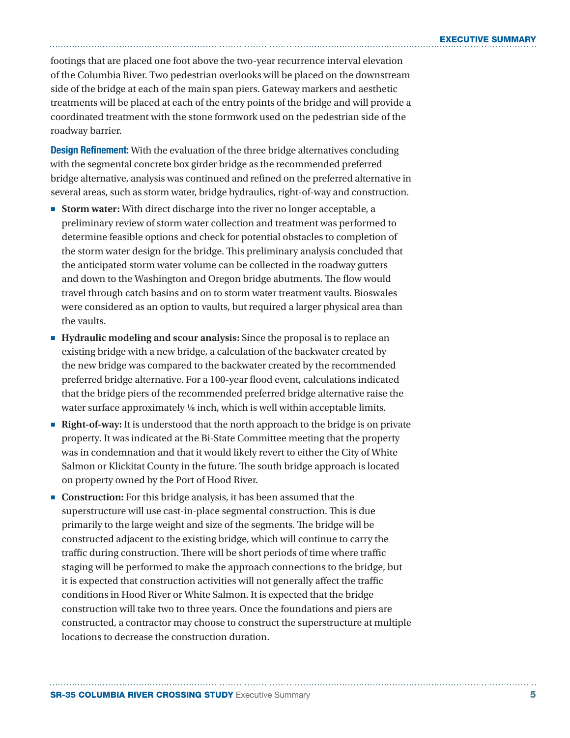footings that are placed one foot above the two-year recurrence interval elevation of the Columbia River. Two pedestrian overlooks will be placed on the downstream side of the bridge at each of the main span piers. Gateway markers and aesthetic treatments will be placed at each of the entry points of the bridge and will provide a coordinated treatment with the stone formwork used on the pedestrian side of the roadway barrier.

**Design Refinement:** With the evaluation of the three bridge alternatives concluding with the segmental concrete box girder bridge as the recommended preferred bridge alternative, analysis was continued and refined on the preferred alternative in several areas, such as storm water, bridge hydraulics, right-of-way and construction.

- **Storm water:** With direct discharge into the river no longer acceptable, a preliminary review of storm water collection and treatment was performed to determine feasible options and check for potential obstacles to completion of the storm water design for the bridge. This preliminary analysis concluded that the anticipated storm water volume can be collected in the roadway gutters and down to the Washington and Oregon bridge abutments. The flow would travel through catch basins and on to storm water treatment vaults. Bioswales were considered as an option to vaults, but required a larger physical area than the vaults.
- **Hydraulic modeling and scour analysis:** Since the proposal is to replace an existing bridge with a new bridge, a calculation of the backwater created by the new bridge was compared to the backwater created by the recommended preferred bridge alternative. For a 100-year flood event, calculations indicated that the bridge piers of the recommended preferred bridge alternative raise the water surface approximately ⅛ inch, which is well within acceptable limits.
- **Right-of-way:** It is understood that the north approach to the bridge is on private property. It was indicated at the Bi-State Committee meeting that the property was in condemnation and that it would likely revert to either the City of White Salmon or Klickitat County in the future. The south bridge approach is located on property owned by the Port of Hood River.
- **Construction:** For this bridge analysis, it has been assumed that the superstructure will use cast-in-place segmental construction. This is due primarily to the large weight and size of the segments. The bridge will be constructed adjacent to the existing bridge, which will continue to carry the traffic during construction. There will be short periods of time where traffic staging will be performed to make the approach connections to the bridge, but it is expected that construction activities will not generally affect the traffic conditions in Hood River or White Salmon. It is expected that the bridge construction will take two to three years. Once the foundations and piers are constructed, a contractor may choose to construct the superstructure at multiple locations to decrease the construction duration.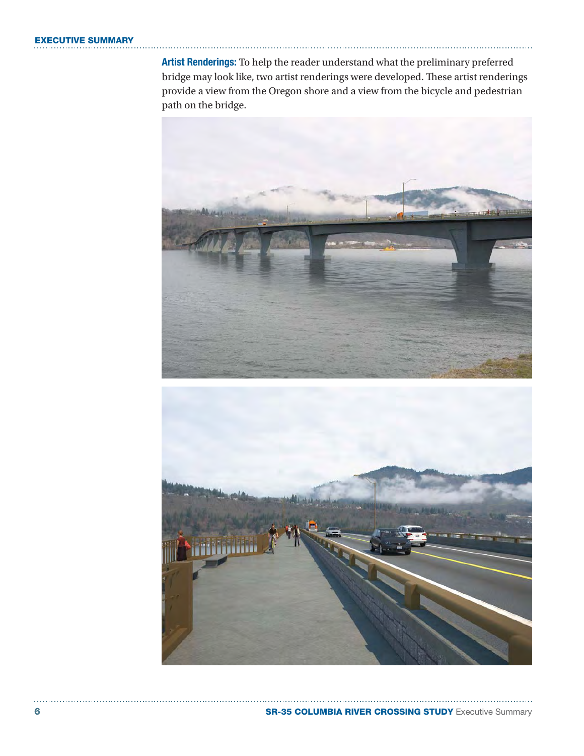**Artist Renderings:** To help the reader understand what the preliminary preferred bridge may look like, two artist renderings were developed. These artist renderings provide a view from the Oregon shore and a view from the bicycle and pedestrian path on the bridge.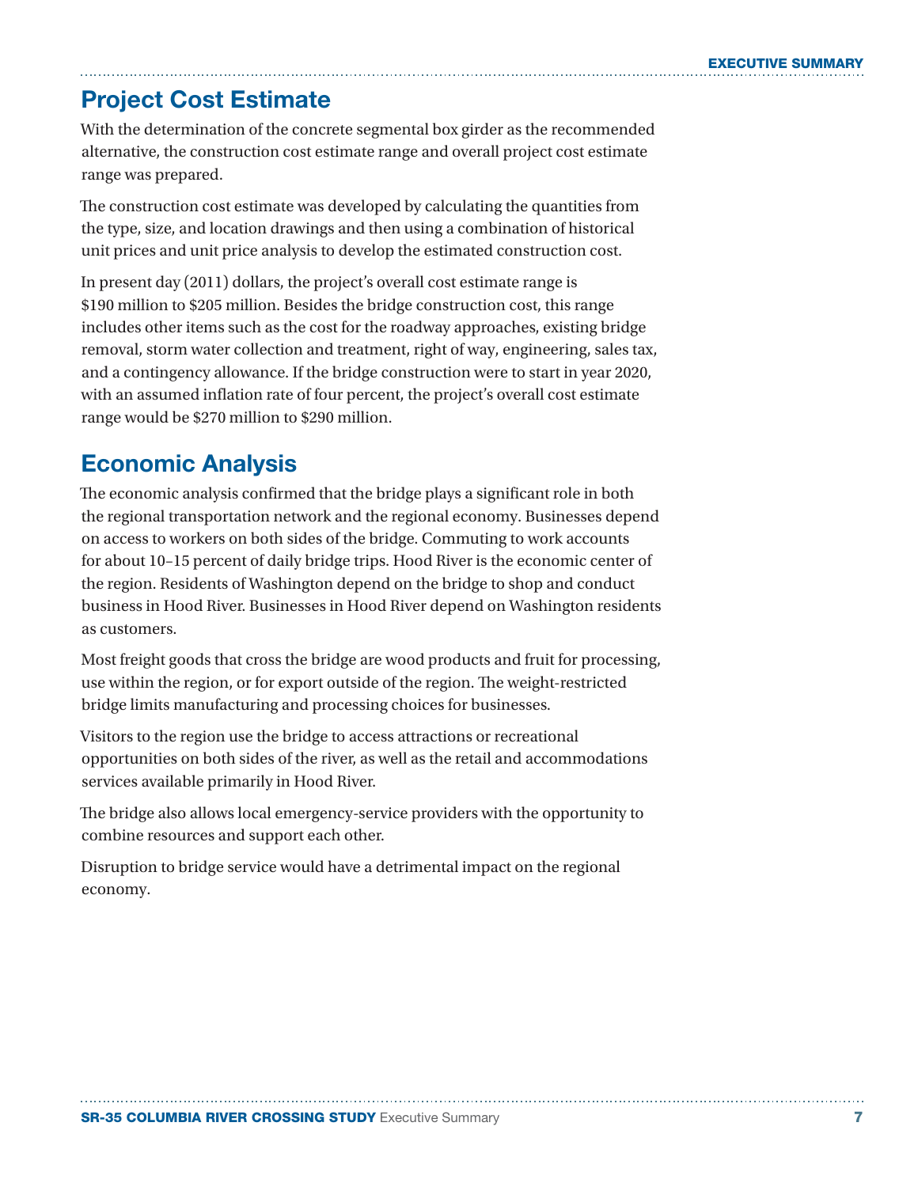## Project Cost Estimate

With the determination of the concrete segmental box girder as the recommended alternative, the construction cost estimate range and overall project cost estimate range was prepared.

The construction cost estimate was developed by calculating the quantities from the type, size, and location drawings and then using a combination of historical unit prices and unit price analysis to develop the estimated construction cost.

In present day (2011) dollars, the project's overall cost estimate range is $190 million to $205 million. Besides the bridge construction cost, this range includes other items such as the cost for the roadway approaches, existing bridge removal, storm water collection and treatment, right of way, engineering, sales tax, and a contingency allowance. If the bridge construction were to start in year 2020, with an assumed inflation rate of four percent, the project's overall cost estimate range would be $270 million to $290 million.

## Economic Analysis

The economic analysis confirmed that the bridge plays a significant role in both the regional transportation network and the regional economy. Businesses depend on access to workers on both sides of the bridge. Commuting to work accounts for about 10–15 percent of daily bridge trips. Hood River is the economic center of the region. Residents of Washington depend on the bridge to shop and conduct business in Hood River. Businesses in Hood River depend on Washington residents as customers.

Most freight goods that cross the bridge are wood products and fruit for processing, use within the region, or for export outside of the region. The weight-restricted bridge limits manufacturing and processing choices for businesses.

Visitors to the region use the bridge to access attractions or recreational opportunities on both sides of the river, as well as the retail and accommodations services available primarily in Hood River.

The bridge also allows local emergency-service providers with the opportunity to combine resources and support each other.

Disruption to bridge service would have a detrimental impact on the regional economy.